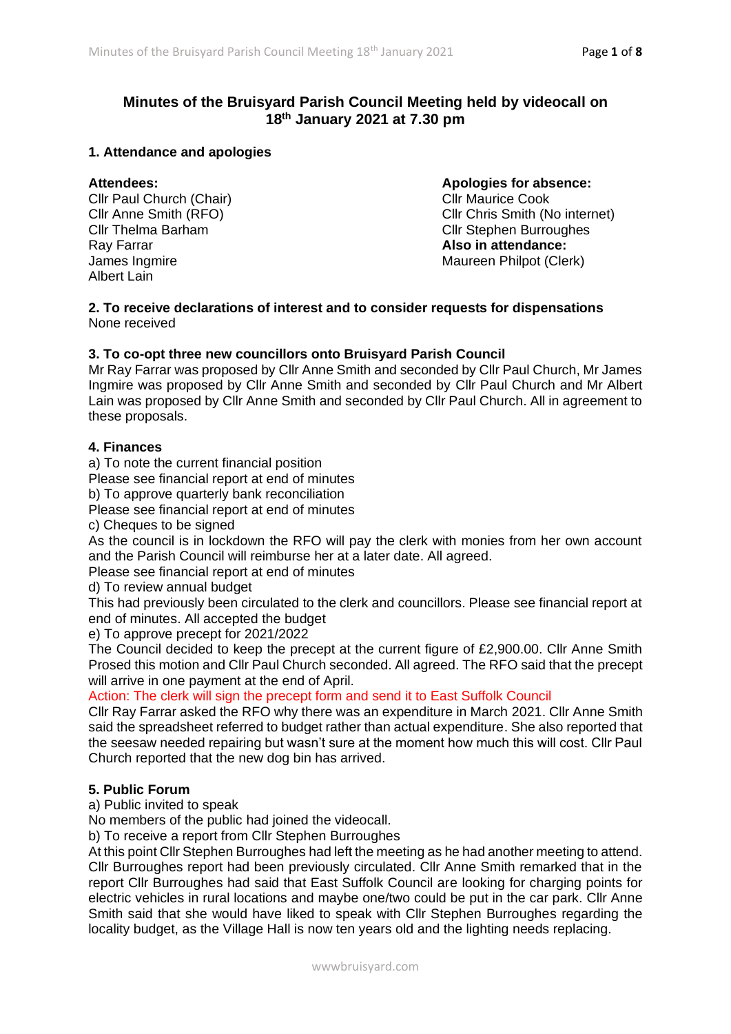# Minutes of the Bruisyard Parish Council Meeting held by videocall on 18th January 2021 at 7.30 pm

## 1. Attendance and apologies

**Attendees:**
Cllr Paul Church (Chair)
Cllr Anne Smith (RFO)
Cllr Thelma Barham
Ray Farrar
James Ingmire
Albert Lain

**Apologies for absence:**
Cllr Maurice Cook
Cllr Chris Smith (No internet)
Cllr Stephen Burroughes

**Also in attendance:**
Maureen Philpot (Clerk)

## 2. To receive declarations of interest and to consider requests for dispensations

None received

## 3. To co-opt three new councillors onto Bruisyard Parish Council

Mr Ray Farrar was proposed by Cllr Anne Smith and seconded by Cllr Paul Church, Mr James Ingmire was proposed by Cllr Anne Smith and seconded by Cllr Paul Church and Mr Albert Lain was proposed by Cllr Anne Smith and seconded by Cllr Paul Church. All in agreement to these proposals.

## 4. Finances

a) To note the current financial position

Please see financial report at end of minutes

b) To approve quarterly bank reconciliation

Please see financial report at end of minutes

c) Cheques to be signed

As the council is in lockdown the RFO will pay the clerk with monies from her own account and the Parish Council will reimburse her at a later date. All agreed.

Please see financial report at end of minutes

d) To review annual budget

This had previously been circulated to the clerk and councillors. Please see financial report at end of minutes. All accepted the budget

e) To approve precept for 2021/2022

The Council decided to keep the precept at the current figure of £2,900.00. Cllr Anne Smith Prosed this motion and Cllr Paul Church seconded. All agreed. The RFO said that the precept will arrive in one payment at the end of April.

Action: The clerk will sign the precept form and send it to East Suffolk Council

Cllr Ray Farrar asked the RFO why there was an expenditure in March 2021. Cllr Anne Smith said the spreadsheet referred to budget rather than actual expenditure. She also reported that the seesaw needed repairing but wasn't sure at the moment how much this will cost. Cllr Paul Church reported that the new dog bin has arrived.

## 5. Public Forum

a) Public invited to speak

No members of the public had joined the videocall.

b) To receive a report from Cllr Stephen Burroughes

At this point Cllr Stephen Burroughes had left the meeting as he had another meeting to attend. Cllr Burroughes report had been previously circulated. Cllr Anne Smith remarked that in the report Cllr Burroughes had said that East Suffolk Council are looking for charging points for electric vehicles in rural locations and maybe one/two could be put in the car park. Cllr Anne Smith said that she would have liked to speak with Cllr Stephen Burroughes regarding the locality budget, as the Village Hall is now ten years old and the lighting needs replacing.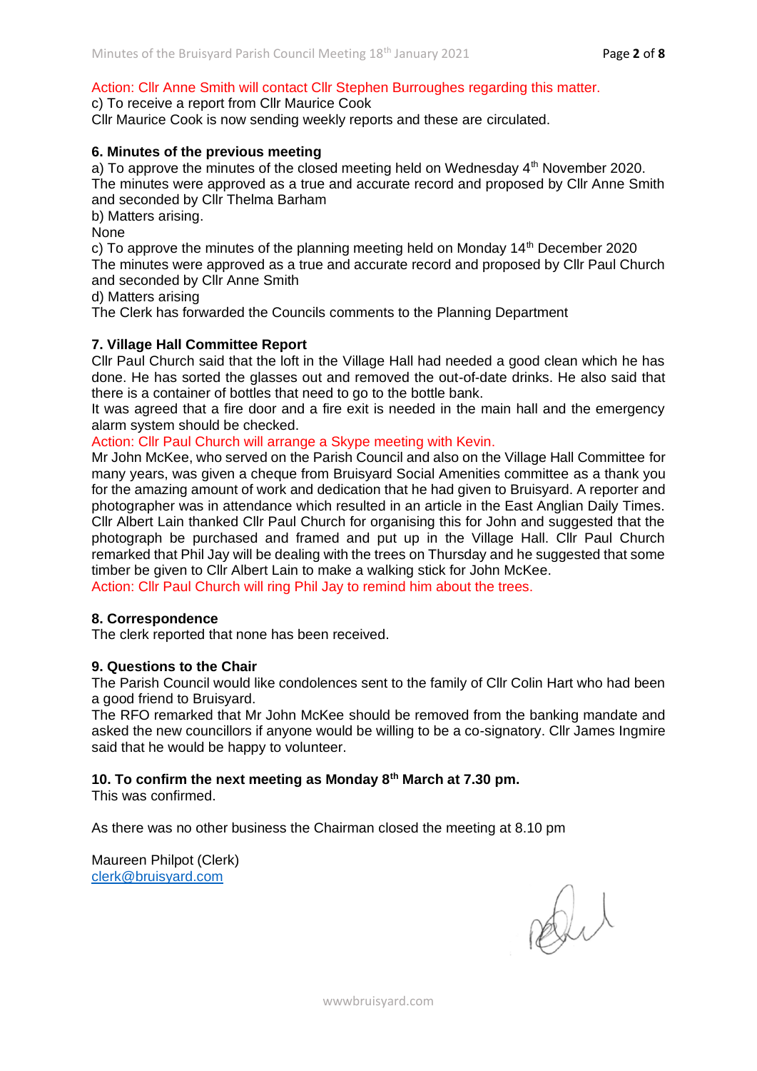Action: Cllr Anne Smith will contact Cllr Stephen Burroughes regarding this matter.

c) To receive a report from Cllr Maurice Cook

Cllr Maurice Cook is now sending weekly reports and these are circulated.

**6. Minutes of the previous meeting**

a) To approve the minutes of the closed meeting held on Wednesday 4th November 2020.

The minutes were approved as a true and accurate record and proposed by Cllr Anne Smith and seconded by Cllr Thelma Barham

b) Matters arising.

None

c) To approve the minutes of the planning meeting held on Monday 14th December 2020

The minutes were approved as a true and accurate record and proposed by Cllr Paul Church and seconded by Cllr Anne Smith

d) Matters arising

The Clerk has forwarded the Councils comments to the Planning Department

**7. Village Hall Committee Report**

Cllr Paul Church said that the loft in the Village Hall had needed a good clean which he has done. He has sorted the glasses out and removed the out-of-date drinks. He also said that there is a container of bottles that need to go to the bottle bank.

It was agreed that a fire door and a fire exit is needed in the main hall and the emergency alarm system should be checked.

Action: Cllr Paul Church will arrange a Skype meeting with Kevin.

Mr John McKee, who served on the Parish Council and also on the Village Hall Committee for many years, was given a cheque from Bruisyard Social Amenities committee as a thank you for the amazing amount of work and dedication that he had given to Bruisyard. A reporter and photographer was in attendance which resulted in an article in the East Anglian Daily Times. Cllr Albert Lain thanked Cllr Paul Church for organising this for John and suggested that the photograph be purchased and framed and put up in the Village Hall. Cllr Paul Church remarked that Phil Jay will be dealing with the trees on Thursday and he suggested that some timber be given to Cllr Albert Lain to make a walking stick for John McKee.

Action: Cllr Paul Church will ring Phil Jay to remind him about the trees.

**8. Correspondence**

The clerk reported that none has been received.

**9. Questions to the Chair**

The Parish Council would like condolences sent to the family of Cllr Colin Hart who had been a good friend to Bruisyard.

The RFO remarked that Mr John McKee should be removed from the banking mandate and asked the new councillors if anyone would be willing to be a co-signatory. Cllr James Ingmire said that he would be happy to volunteer.

**10. To confirm the next meeting as Monday 8th March at 7.30 pm.**

This was confirmed.

As there was no other business the Chairman closed the meeting at 8.10 pm

Maureen Philpot (Clerk)
clerk@bruisyard.com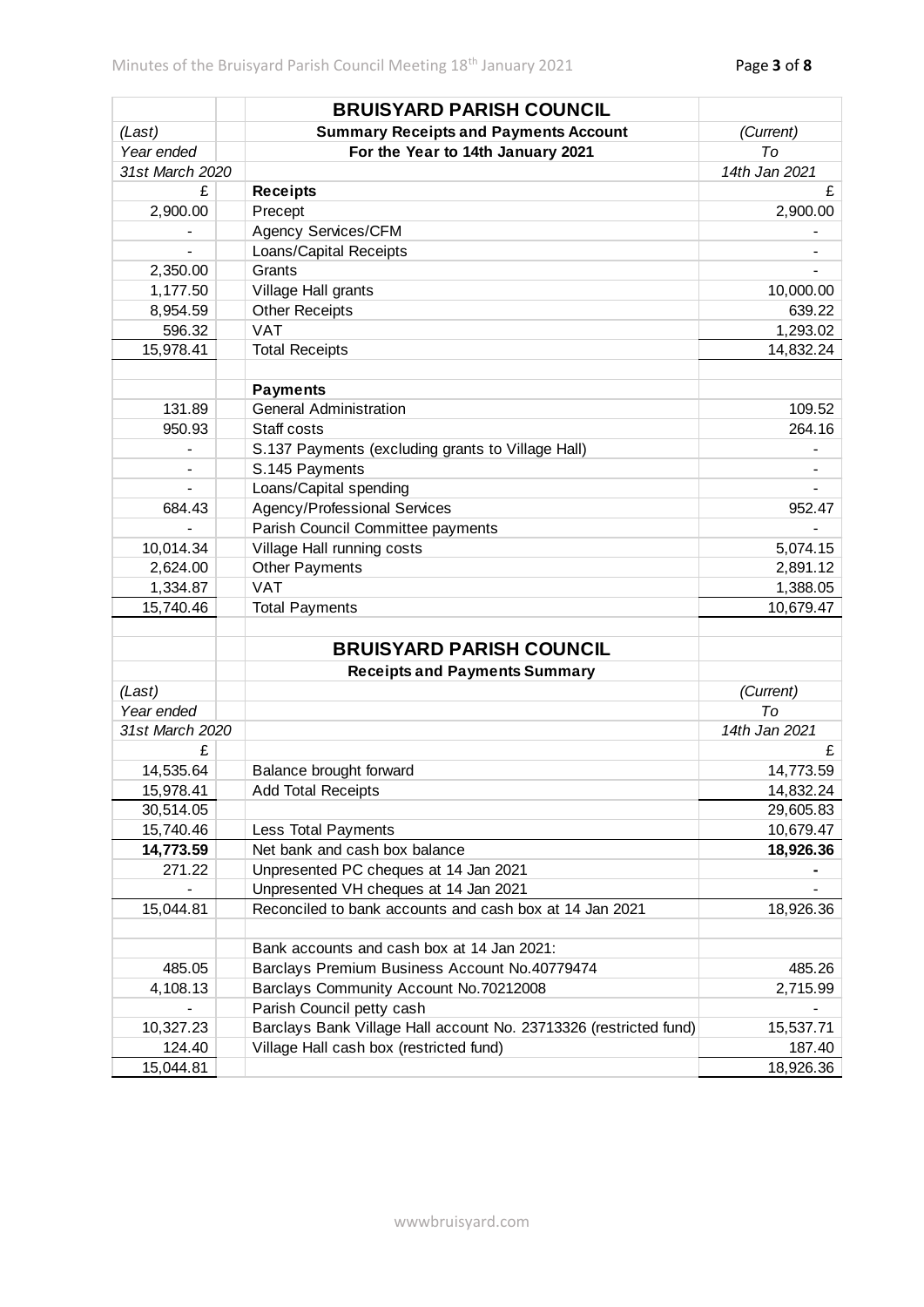## BRUISYARD PARISH COUNCIL

| (Last) Year ended 31st March 2020 |  | Summary Receipts and Payments Account For the Year to 14th January 2021 | (Current) To 14th Jan 2021 |
|---|---|---|---|
| £ |  | **Receipts** | £ |
| 2,900.00 |  | Precept | 2,900.00 |
| - |  | Agency Services/CFM | - |
| - |  | Loans/Capital Receipts | - |
| 2,350.00 |  | Grants | - |
| 1,177.50 |  | Village Hall grants | 10,000.00 |
| 8,954.59 |  | Other Receipts | 639.22 |
| 596.32 |  | VAT | 1,293.02 |
| 15,978.41 |  | Total Receipts | 14,832.24 |
|  |  |  |  |
|  |  | **Payments** |  |
| 131.89 |  | General Administration | 109.52 |
| 950.93 |  | Staff costs | 264.16 |
| - |  | S.137 Payments (excluding grants to Village Hall) | - |
| - |  | S.145 Payments | - |
| - |  | Loans/Capital spending | - |
| 684.43 |  | Agency/Professional Services | 952.47 |
| - |  | Parish Council Committee payments | - |
| 10,014.34 |  | Village Hall running costs | 5,074.15 |
| 2,624.00 |  | Other Payments | 2,891.12 |
| 1,334.87 |  | VAT | 1,388.05 |
| 15,740.46 |  | Total Payments | 10,679.47 |

## BRUISYARD PARISH COUNCIL

| (Last) Year ended 31st March 2020 |  | Receipts and Payments Summary | (Current) To 14th Jan 2021 |
|---|---|---|---|
| £ |  |  | £ |
| 14,535.64 |  | Balance brought forward | 14,773.59 |
| 15,978.41 |  | Add Total Receipts | 14,832.24 |
| 30,514.05 |  |  | 29,605.83 |
| 15,740.46 |  | Less Total Payments | 10,679.47 |
| **14,773.59** |  | Net bank and cash box balance | **18,926.36** |
| 271.22 |  | Unpresented PC cheques at 14 Jan 2021 | - |
| - |  | Unpresented VH cheques at 14 Jan 2021 | - |
| 15,044.81 |  | Reconciled to bank accounts and cash box at 14 Jan 2021 | 18,926.36 |
|  |  |  |  |
|  |  | Bank accounts and cash box at 14 Jan 2021: |  |
| 485.05 |  | Barclays Premium Business Account No.40779474 | 485.26 |
| 4,108.13 |  | Barclays Community Account No.70212008 | 2,715.99 |
| - |  | Parish Council petty cash | - |
| 10,327.23 |  | Barclays Bank Village Hall account No. 23713326 (restricted fund) | 15,537.71 |
| 124.40 |  | Village Hall cash box (restricted fund) | 187.40 |
| 15,044.81 |  |  | 18,926.36 |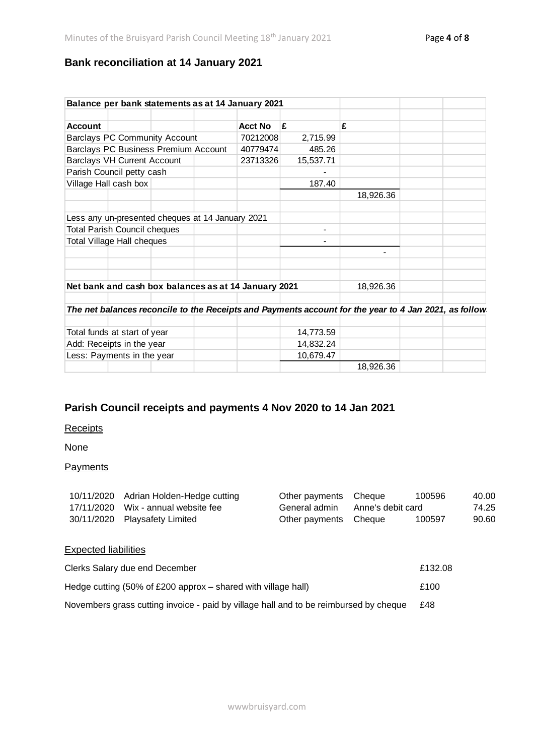## Bank reconciliation at 14 January 2021

| Balance per bank statements as at 14 January 2021 | | | |
|---|---|---|---|
| **Account** | **Acct No** | **£** | **£** |
| Barclays PC Community Account | 70212008 | 2,715.99 | |
| Barclays PC Business Premium Account | 40779474 | 485.26 | |
| Barclays VH Current Account | 23713326 | 15,537.71 | |
| Parish Council petty cash | | - | |
| Village Hall cash box | | 187.40 | |
| | | | 18,926.36 |
| Less any un-presented cheques at 14 January 2021 | | | |
| Total Parish Council cheques | | - | |
| Total Village Hall cheques | | - | |
| | | | - |
| **Net bank and cash box balances as at 14 January 2021** | | | 18,926.36 |

*The net balances reconcile to the Receipts and Payments account for the year to 4 Jan 2021, as follow*

| | | |
|---|---|---|
| Total funds at start of year | 14,773.59 | |
| Add: Receipts in the year | 14,832.24 | |
| Less: Payments in the year | 10,679.47 | |
| | | 18,926.36 |

## Parish Council receipts and payments 4 Nov 2020 to 14 Jan 2021

Receipts

None

Payments

| | | | | | |
|---|---|---|---|---|---|
| 10/11/2020 | Adrian Holden-Hedge cutting | Other payments | Cheque | 100596 | 40.00 |
| 17/11/2020 | Wix - annual website fee | General admin | Anne's debit card | | 74.25 |
| 30/11/2020 | Playsafety Limited | Other payments | Cheque | 100597 | 90.60 |

Expected liabilities

| | |
|---|---|
| Clerks Salary due end December | £132.08 |
| Hedge cutting (50% of £200 approx – shared with village hall) | £100 |
| Novembers grass cutting invoice - paid by village hall and to be reimbursed by cheque | £48 |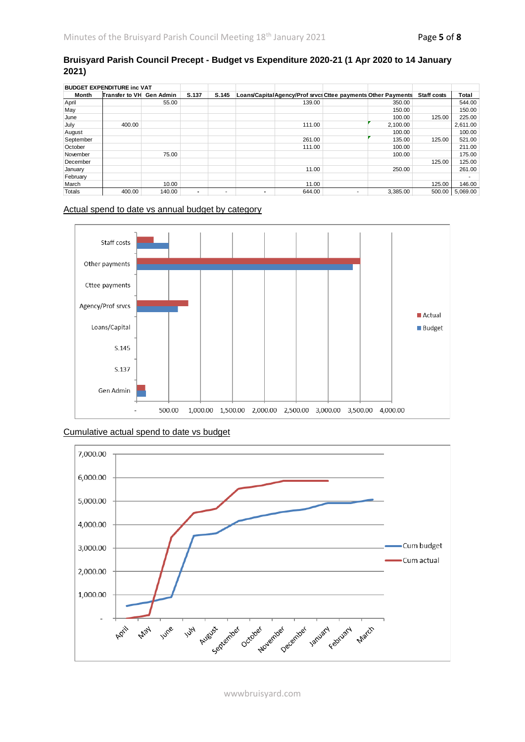**Bruisyard Parish Council Precept - Budget vs Expenditure 2020-21 (1 Apr 2020 to 14 January 2021)**

| BUDGET EXPENDITURE inc VAT | | | | | | | | | | |
|---|---|---|---|---|---|---|---|---|---|---|
| Month | Transfer to VH | Gen Admin | S.137 | S.145 | Loans/Capital | Agency/Prof srvcs | Cttee payments | Other Payments | Staff costs | Total |
| April | | 55.00 | | | | 139.00 | | 350.00 | | 544.00 |
| May | | | | | | | | 150.00 | | 150.00 |
| June | | | | | | | | 100.00 | 125.00 | 225.00 |
| July | 400.00 | | | | | 111.00 | | 2,100.00 | | 2,611.00 |
| August | | | | | | | | 100.00 | | 100.00 |
| September | | | | | | 261.00 | | 135.00 | 125.00 | 521.00 |
| October | | | | | | 111.00 | | 100.00 | | 211.00 |
| November | | 75.00 | | | | | | 100.00 | | 175.00 |
| December | | | | | | | | | 125.00 | 125.00 |
| January | | | | | | 11.00 | | 250.00 | | 261.00 |
| February | | | | | | | | | | - |
| March | | 10.00 | | | | 11.00 | | | 125.00 | 146.00 |
| Totals | 400.00 | 140.00 | - | - | - | 644.00 | - | 3,385.00 | 500.00 | 5,069.00 |

Actual spend to date vs annual budget by category

Cumulative actual spend to date vs budget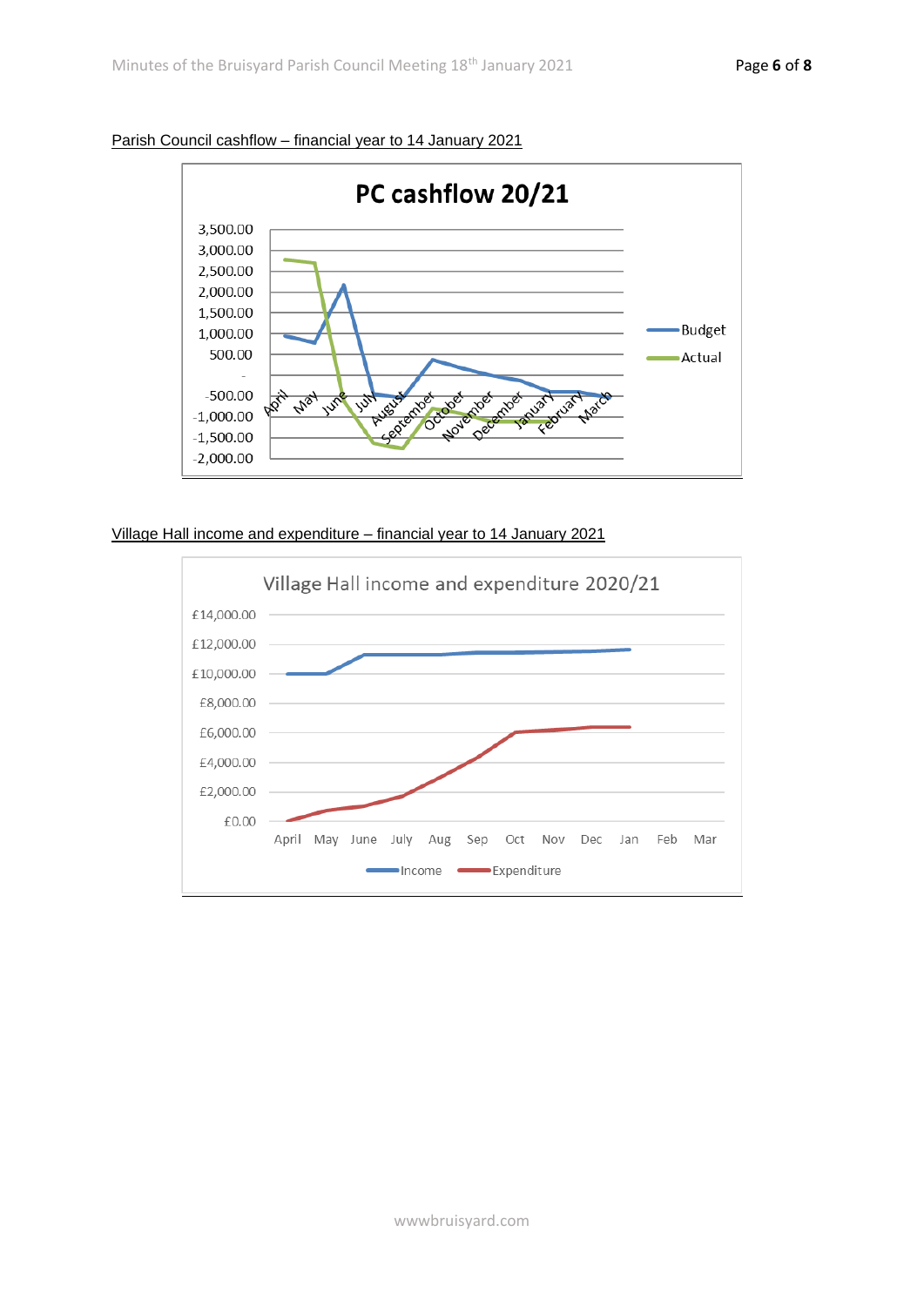Parish Council cashflow – financial year to 14 January 2021

Village Hall income and expenditure – financial year to 14 January 2021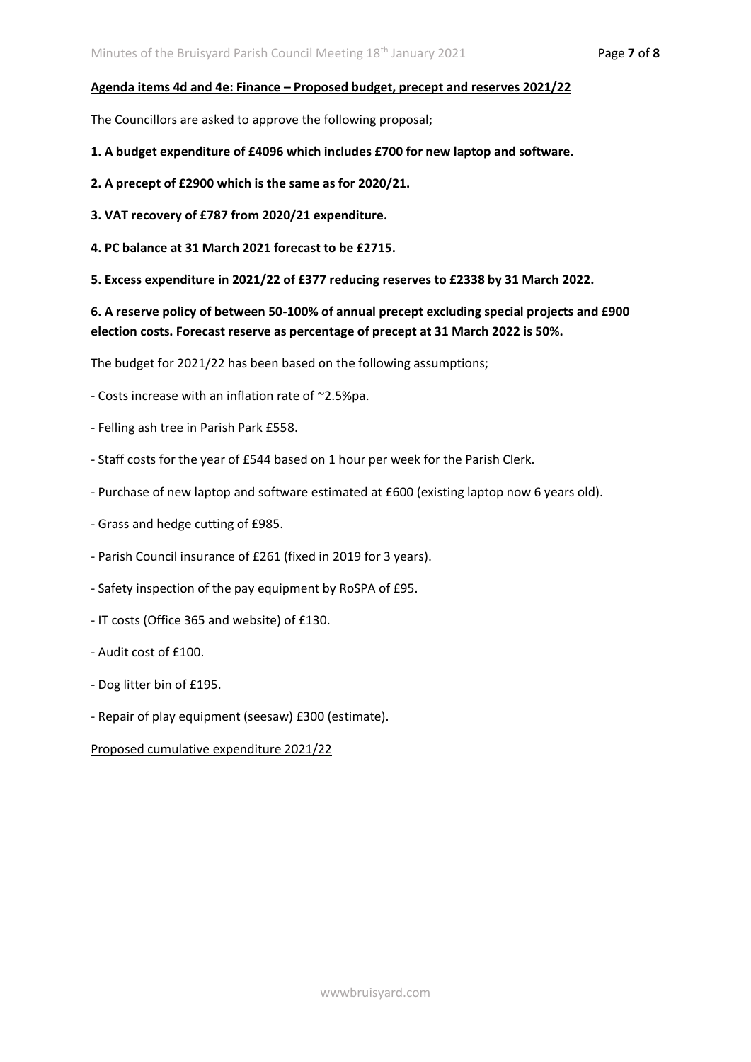**Agenda items 4d and 4e: Finance – Proposed budget, precept and reserves 2021/22**

The Councillors are asked to approve the following proposal;

**1. A budget expenditure of £4096 which includes £700 for new laptop and software.**

**2. A precept of £2900 which is the same as for 2020/21.**

**3. VAT recovery of £787 from 2020/21 expenditure.**

**4. PC balance at 31 March 2021 forecast to be £2715.**

**5. Excess expenditure in 2021/22 of £377 reducing reserves to £2338 by 31 March 2022.**

**6. A reserve policy of between 50-100% of annual precept excluding special projects and £900 election costs. Forecast reserve as percentage of precept at 31 March 2022 is 50%.**

The budget for 2021/22 has been based on the following assumptions;

- Costs increase with an inflation rate of ~2.5%pa.
- Felling ash tree in Parish Park £558.
- Staff costs for the year of £544 based on 1 hour per week for the Parish Clerk.
- Purchase of new laptop and software estimated at £600 (existing laptop now 6 years old).
- Grass and hedge cutting of £985.
- Parish Council insurance of £261 (fixed in 2019 for 3 years).
- Safety inspection of the pay equipment by RoSPA of £95.
- IT costs (Office 365 and website) of £130.
- Audit cost of £100.
- Dog litter bin of £195.
- Repair of play equipment (seesaw) £300 (estimate).

Proposed cumulative expenditure 2021/22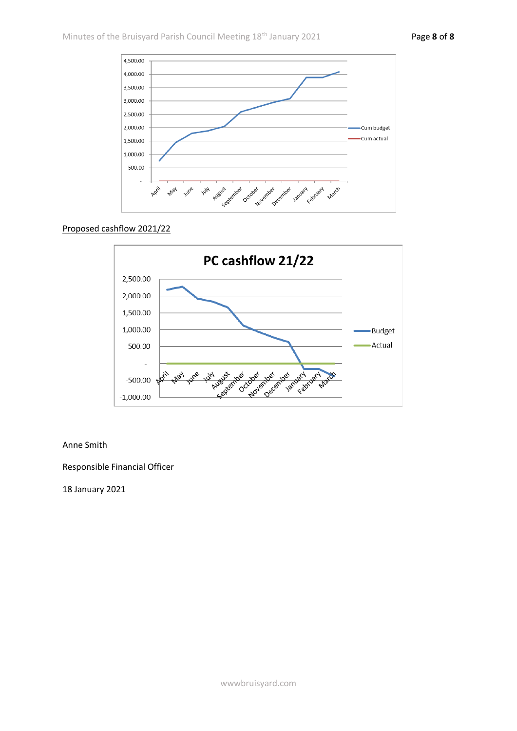4,500.00
4,000.00
3,500.00
3,000.00
2,500.00
2,000.00
1,500.00
1,000.00
500.00
-

April May June July August September October November December January February March

Cum budget
Cum actual

Proposed cashflow 2021/22

**PC cashflow 21/22**

2,500.00
2,000.00
1,500.00
1,000.00
500.00
-
-500.00
-1,000.00

April May June July August September October November December January February March

Budget
Actual

Anne Smith

Responsible Financial Officer

18 January 2021